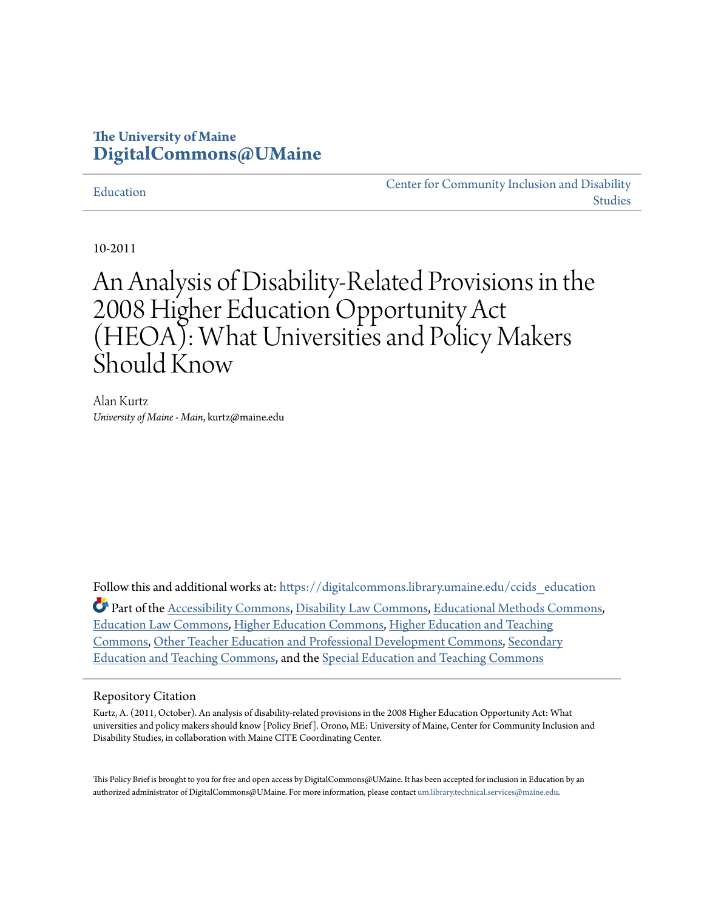The University of Maine
**DigitalCommons@UMaine**

Education | Center for Community Inclusion and Disability Studies

10-2011

# An Analysis of Disability-Related Provisions in the 2008 Higher Education Opportunity Act (HEOA): What Universities and Policy Makers Should Know

Alan Kurtz
*University of Maine - Main*, kurtz@maine.edu

Follow this and additional works at: https://digitalcommons.library.umaine.edu/ccids_education

Part of the Accessibility Commons, Disability Law Commons, Educational Methods Commons, Education Law Commons, Higher Education Commons, Higher Education and Teaching Commons, Other Teacher Education and Professional Development Commons, Secondary Education and Teaching Commons, and the Special Education and Teaching Commons

## Repository Citation

Kurtz, A. (2011, October). An analysis of disability-related provisions in the 2008 Higher Education Opportunity Act: What universities and policy makers should know [Policy Brief]. Orono, ME: University of Maine, Center for Community Inclusion and Disability Studies, in collaboration with Maine CITE Coordinating Center.

This Policy Brief is brought to you for free and open access by DigitalCommons@UMaine. It has been accepted for inclusion in Education by an authorized administrator of DigitalCommons@UMaine. For more information, please contact um.library.technical.services@maine.edu.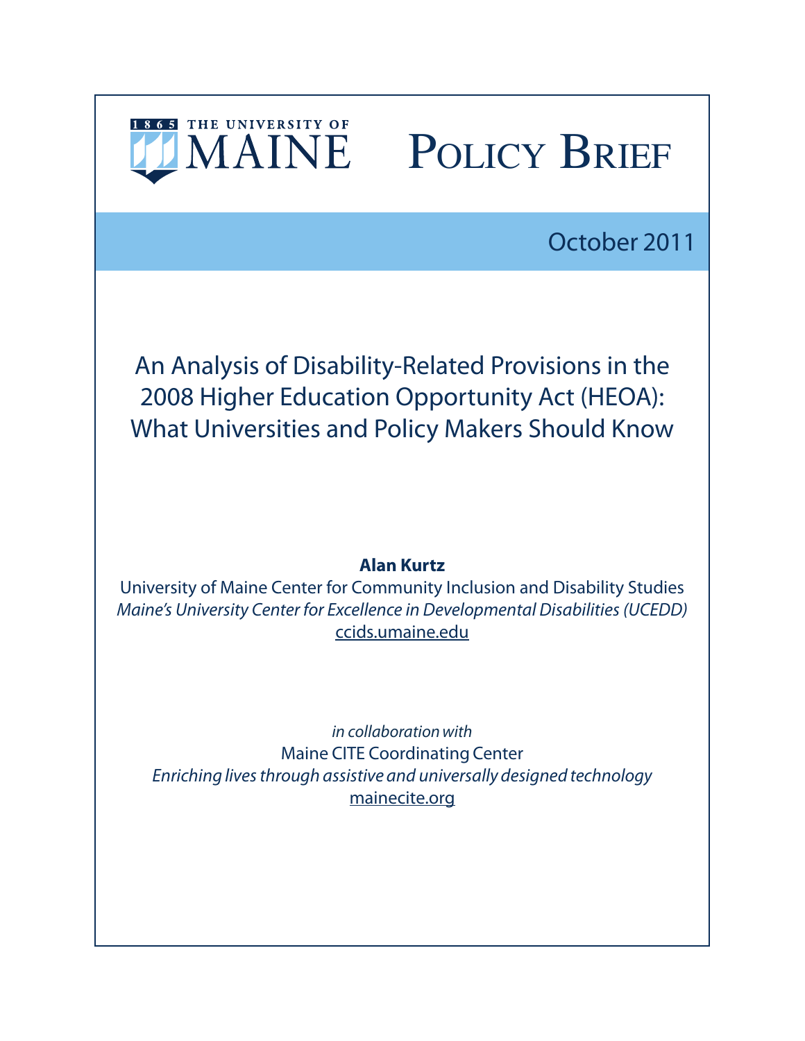THE UNIVERSITY OF MAINE

# Policy Brief

October 2011

## An Analysis of Disability-Related Provisions in the 2008 Higher Education Opportunity Act (HEOA): What Universities and Policy Makers Should Know

**Alan Kurtz**

University of Maine Center for Community Inclusion and Disability Studies

*Maine's University Center for Excellence in Developmental Disabilities (UCEDD)*

ccids.umaine.edu

*in collaboration with*

Maine CITE Coordinating Center

*Enriching lives through assistive and universally designed technology*

mainecite.org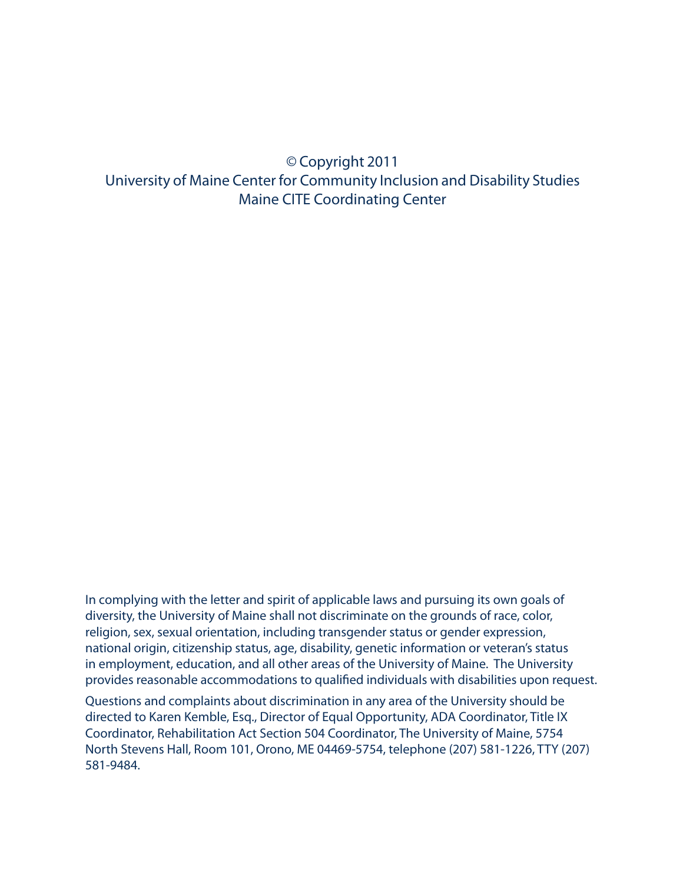© Copyright 2011
University of Maine Center for Community Inclusion and Disability Studies
Maine CITE Coordinating Center

In complying with the letter and spirit of applicable laws and pursuing its own goals of diversity, the University of Maine shall not discriminate on the grounds of race, color, religion, sex, sexual orientation, including transgender status or gender expression, national origin, citizenship status, age, disability, genetic information or veteran's status in employment, education, and all other areas of the University of Maine. The University provides reasonable accommodations to qualified individuals with disabilities upon request.

Questions and complaints about discrimination in any area of the University should be directed to Karen Kemble, Esq., Director of Equal Opportunity, ADA Coordinator, Title IX Coordinator, Rehabilitation Act Section 504 Coordinator, The University of Maine, 5754 North Stevens Hall, Room 101, Orono, ME 04469-5754, telephone (207) 581-1226, TTY (207) 581-9484.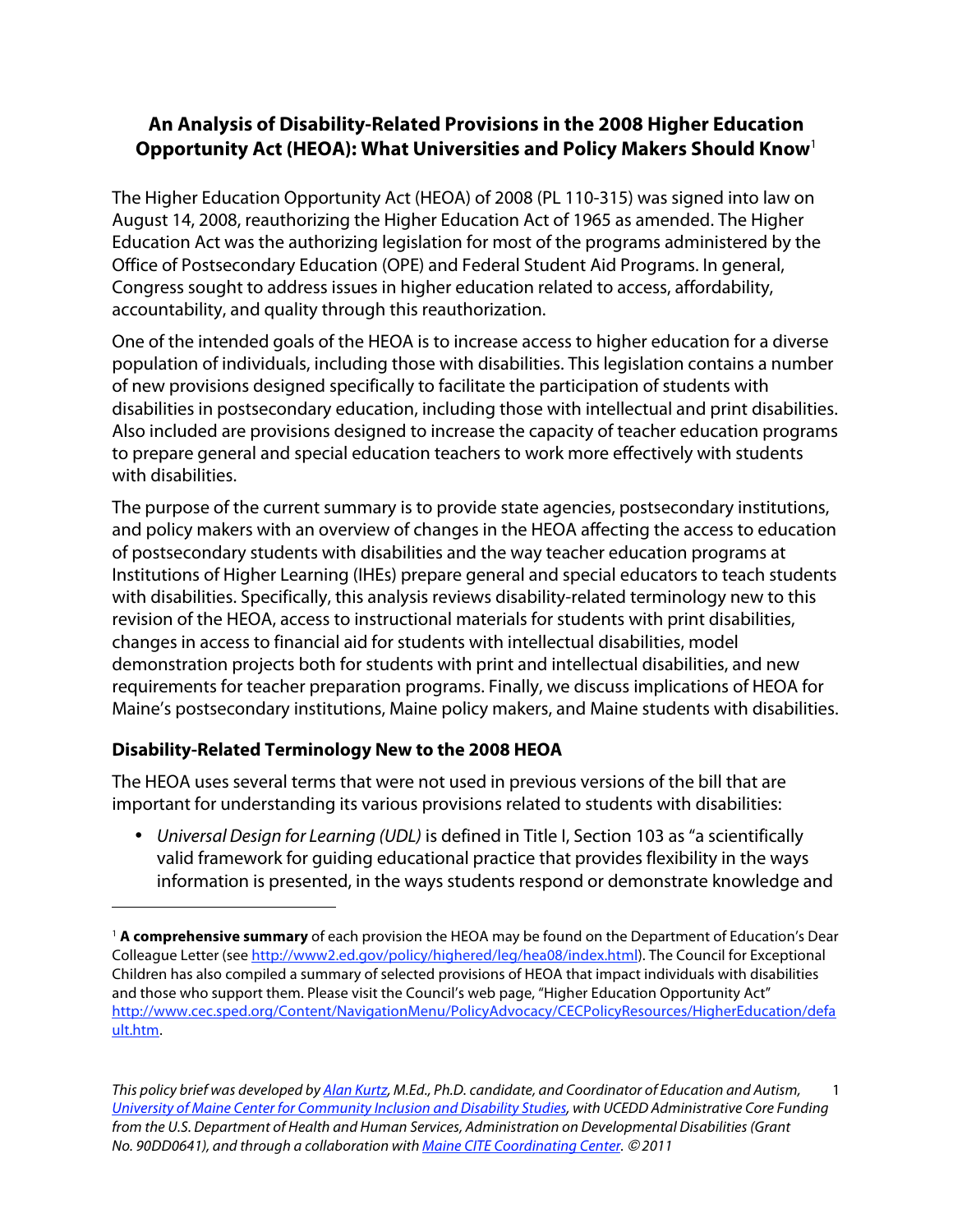# An Analysis of Disability-Related Provisions in the 2008 Higher Education Opportunity Act (HEOA): What Universities and Policy Makers Should Know[1]

The Higher Education Opportunity Act (HEOA) of 2008 (PL 110-315) was signed into law on August 14, 2008, reauthorizing the Higher Education Act of 1965 as amended. The Higher Education Act was the authorizing legislation for most of the programs administered by the Office of Postsecondary Education (OPE) and Federal Student Aid Programs. In general, Congress sought to address issues in higher education related to access, affordability, accountability, and quality through this reauthorization.

One of the intended goals of the HEOA is to increase access to higher education for a diverse population of individuals, including those with disabilities. This legislation contains a number of new provisions designed specifically to facilitate the participation of students with disabilities in postsecondary education, including those with intellectual and print disabilities. Also included are provisions designed to increase the capacity of teacher education programs to prepare general and special education teachers to work more effectively with students with disabilities.

The purpose of the current summary is to provide state agencies, postsecondary institutions, and policy makers with an overview of changes in the HEOA affecting the access to education of postsecondary students with disabilities and the way teacher education programs at Institutions of Higher Learning (IHEs) prepare general and special educators to teach students with disabilities. Specifically, this analysis reviews disability-related terminology new to this revision of the HEOA, access to instructional materials for students with print disabilities, changes in access to financial aid for students with intellectual disabilities, model demonstration projects both for students with print and intellectual disabilities, and new requirements for teacher preparation programs. Finally, we discuss implications of HEOA for Maine's postsecondary institutions, Maine policy makers, and Maine students with disabilities.

## Disability-Related Terminology New to the 2008 HEOA

The HEOA uses several terms that were not used in previous versions of the bill that are important for understanding its various provisions related to students with disabilities:

- *Universal Design for Learning (UDL)* is defined in Title I, Section 103 as "a scientifically valid framework for guiding educational practice that provides flexibility in the ways information is presented, in the ways students respond or demonstrate knowledge and

---

[1] **A comprehensive summary** of each provision the HEOA may be found on the Department of Education's Dear Colleague Letter (see http://www2.ed.gov/policy/highered/leg/hea08/index.html). The Council for Exceptional Children has also compiled a summary of selected provisions of HEOA that impact individuals with disabilities and those who support them. Please visit the Council's web page, "Higher Education Opportunity Act" http://www.cec.sped.org/Content/NavigationMenu/PolicyAdvocacy/CECPolicyResources/HigherEducation/default.htm.

*This policy brief was developed by Alan Kurtz, M.Ed., Ph.D. candidate, and Coordinator of Education and Autism, University of Maine Center for Community Inclusion and Disability Studies, with UCEDD Administrative Core Funding from the U.S. Department of Health and Human Services, Administration on Developmental Disabilities (Grant No. 90DD0641), and through a collaboration with Maine CITE Coordinating Center. © 2011*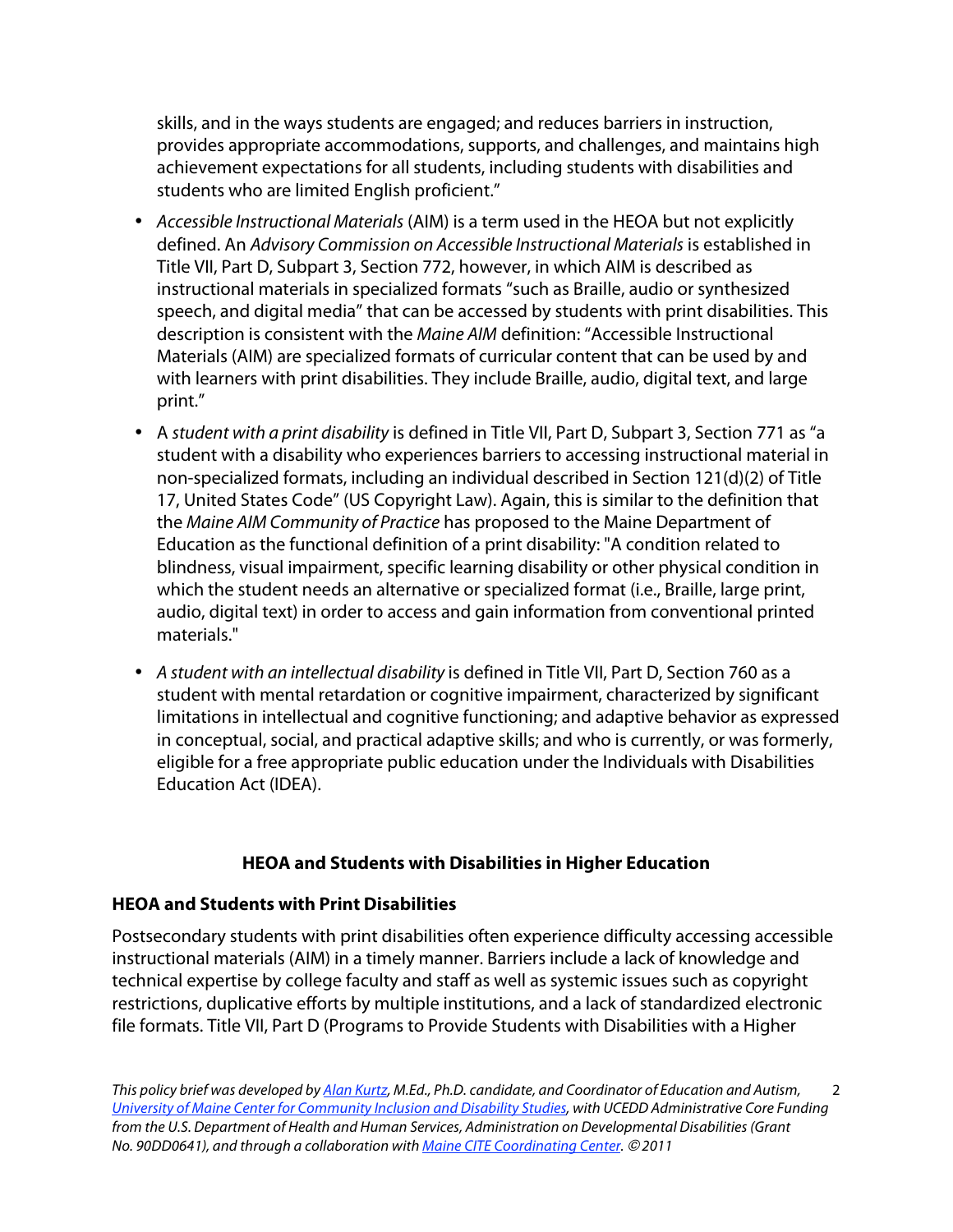skills, and in the ways students are engaged; and reduces barriers in instruction, provides appropriate accommodations, supports, and challenges, and maintains high achievement expectations for all students, including students with disabilities and students who are limited English proficient."

- *Accessible Instructional Materials* (AIM) is a term used in the HEOA but not explicitly defined. An *Advisory Commission on Accessible Instructional Materials* is established in Title VII, Part D, Subpart 3, Section 772, however, in which AIM is described as instructional materials in specialized formats "such as Braille, audio or synthesized speech, and digital media" that can be accessed by students with print disabilities. This description is consistent with the *Maine AIM* definition: "Accessible Instructional Materials (AIM) are specialized formats of curricular content that can be used by and with learners with print disabilities. They include Braille, audio, digital text, and large print."
- A *student with a print disability* is defined in Title VII, Part D, Subpart 3, Section 771 as "a student with a disability who experiences barriers to accessing instructional material in non-specialized formats, including an individual described in Section 121(d)(2) of Title 17, United States Code" (US Copyright Law). Again, this is similar to the definition that the *Maine AIM Community of Practice* has proposed to the Maine Department of Education as the functional definition of a print disability: "A condition related to blindness, visual impairment, specific learning disability or other physical condition in which the student needs an alternative or specialized format (i.e., Braille, large print, audio, digital text) in order to access and gain information from conventional printed materials."
- *A student with an intellectual disability* is defined in Title VII, Part D, Section 760 as a student with mental retardation or cognitive impairment, characterized by significant limitations in intellectual and cognitive functioning; and adaptive behavior as expressed in conceptual, social, and practical adaptive skills; and who is currently, or was formerly, eligible for a free appropriate public education under the Individuals with Disabilities Education Act (IDEA).

## HEOA and Students with Disabilities in Higher Education

### HEOA and Students with Print Disabilities

Postsecondary students with print disabilities often experience difficulty accessing accessible instructional materials (AIM) in a timely manner. Barriers include a lack of knowledge and technical expertise by college faculty and staff as well as systemic issues such as copyright restrictions, duplicative efforts by multiple institutions, and a lack of standardized electronic file formats. Title VII, Part D (Programs to Provide Students with Disabilities with a Higher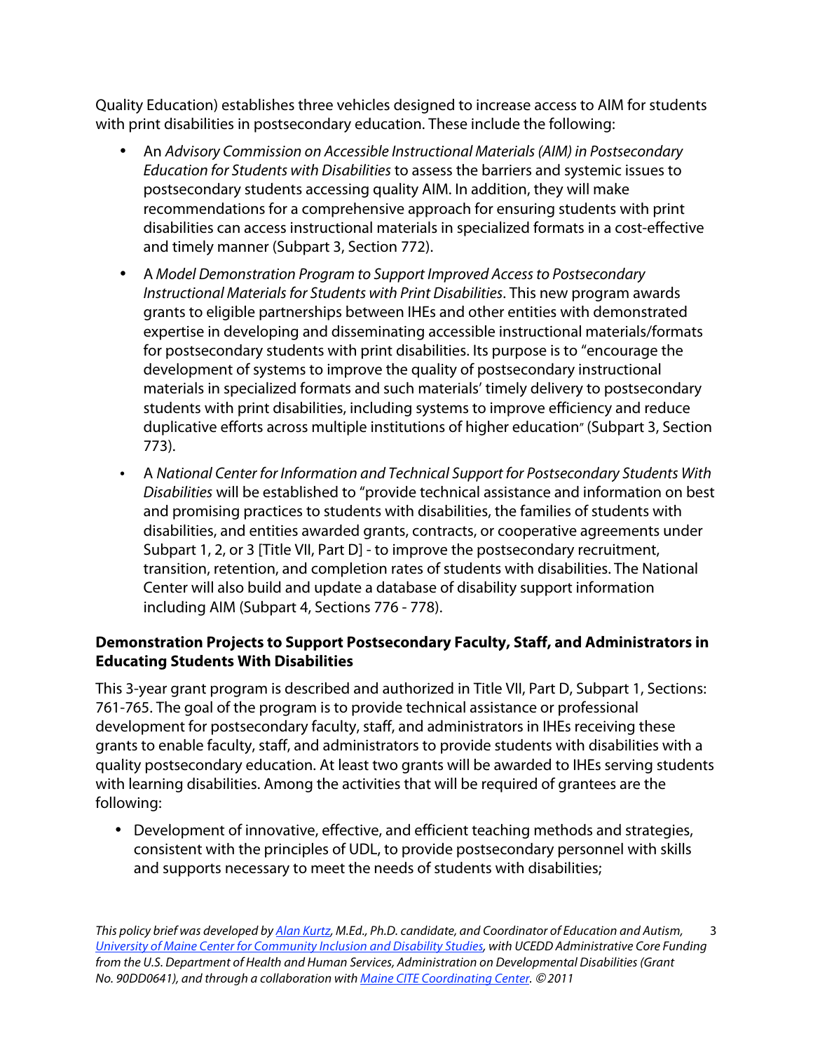Quality Education) establishes three vehicles designed to increase access to AIM for students with print disabilities in postsecondary education. These include the following:

- An *Advisory Commission on Accessible Instructional Materials (AIM) in Postsecondary Education for Students with Disabilities* to assess the barriers and systemic issues to postsecondary students accessing quality AIM. In addition, they will make recommendations for a comprehensive approach for ensuring students with print disabilities can access instructional materials in specialized formats in a cost-effective and timely manner (Subpart 3, Section 772).
- A *Model Demonstration Program to Support Improved Access to Postsecondary Instructional Materials for Students with Print Disabilities*. This new program awards grants to eligible partnerships between IHEs and other entities with demonstrated expertise in developing and disseminating accessible instructional materials/formats for postsecondary students with print disabilities. Its purpose is to "encourage the development of systems to improve the quality of postsecondary instructional materials in specialized formats and such materials' timely delivery to postsecondary students with print disabilities, including systems to improve efficiency and reduce duplicative efforts across multiple institutions of higher education" (Subpart 3, Section 773).
- A *National Center for Information and Technical Support for Postsecondary Students With Disabilities* will be established to "provide technical assistance and information on best and promising practices to students with disabilities, the families of students with disabilities, and entities awarded grants, contracts, or cooperative agreements under Subpart 1, 2, or 3 [Title VII, Part D] - to improve the postsecondary recruitment, transition, retention, and completion rates of students with disabilities. The National Center will also build and update a database of disability support information including AIM (Subpart 4, Sections 776 - 778).

**Demonstration Projects to Support Postsecondary Faculty, Staff, and Administrators in Educating Students With Disabilities**

This 3-year grant program is described and authorized in Title VII, Part D, Subpart 1, Sections: 761-765. The goal of the program is to provide technical assistance or professional development for postsecondary faculty, staff, and administrators in IHEs receiving these grants to enable faculty, staff, and administrators to provide students with disabilities with a quality postsecondary education. At least two grants will be awarded to IHEs serving students with learning disabilities. Among the activities that will be required of grantees are the following:

- Development of innovative, effective, and efficient teaching methods and strategies, consistent with the principles of UDL, to provide postsecondary personnel with skills and supports necessary to meet the needs of students with disabilities;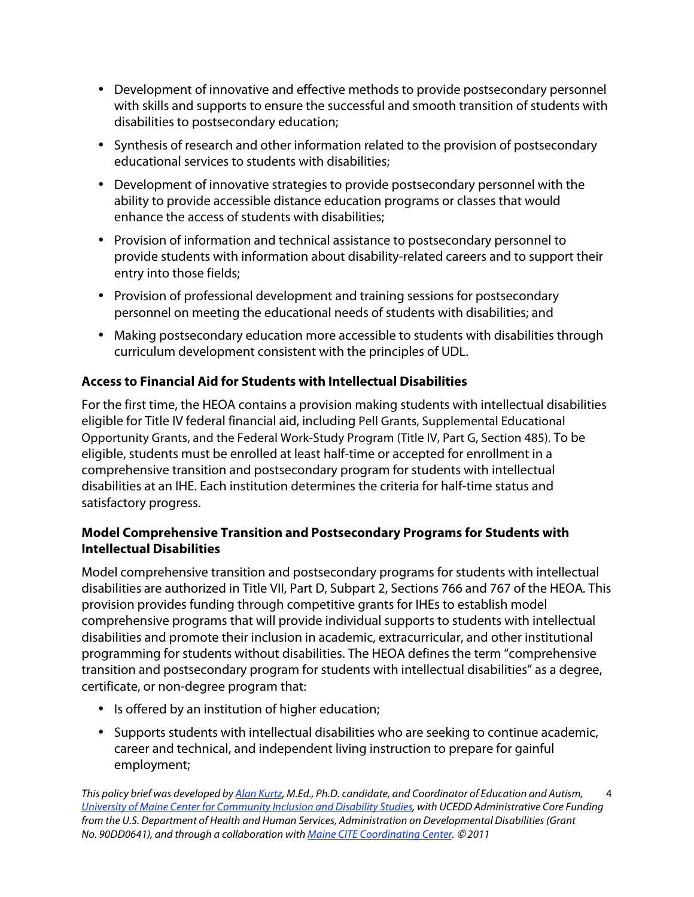- Development of innovative and effective methods to provide postsecondary personnel with skills and supports to ensure the successful and smooth transition of students with disabilities to postsecondary education;
- Synthesis of research and other information related to the provision of postsecondary educational services to students with disabilities;
- Development of innovative strategies to provide postsecondary personnel with the ability to provide accessible distance education programs or classes that would enhance the access of students with disabilities;
- Provision of information and technical assistance to postsecondary personnel to provide students with information about disability-related careers and to support their entry into those fields;
- Provision of professional development and training sessions for postsecondary personnel on meeting the educational needs of students with disabilities; and
- Making postsecondary education more accessible to students with disabilities through curriculum development consistent with the principles of UDL.

### Access to Financial Aid for Students with Intellectual Disabilities

For the first time, the HEOA contains a provision making students with intellectual disabilities eligible for Title IV federal financial aid, including Pell Grants, Supplemental Educational Opportunity Grants, and the Federal Work-Study Program (Title IV, Part G, Section 485). To be eligible, students must be enrolled at least half-time or accepted for enrollment in a comprehensive transition and postsecondary program for students with intellectual disabilities at an IHE. Each institution determines the criteria for half-time status and satisfactory progress.

### Model Comprehensive Transition and Postsecondary Programs for Students with Intellectual Disabilities

Model comprehensive transition and postsecondary programs for students with intellectual disabilities are authorized in Title VII, Part D, Subpart 2, Sections 766 and 767 of the HEOA. This provision provides funding through competitive grants for IHEs to establish model comprehensive programs that will provide individual supports to students with intellectual disabilities and promote their inclusion in academic, extracurricular, and other institutional programming for students without disabilities. The HEOA defines the term "comprehensive transition and postsecondary program for students with intellectual disabilities" as a degree, certificate, or non-degree program that:

- Is offered by an institution of higher education;
- Supports students with intellectual disabilities who are seeking to continue academic, career and technical, and independent living instruction to prepare for gainful employment;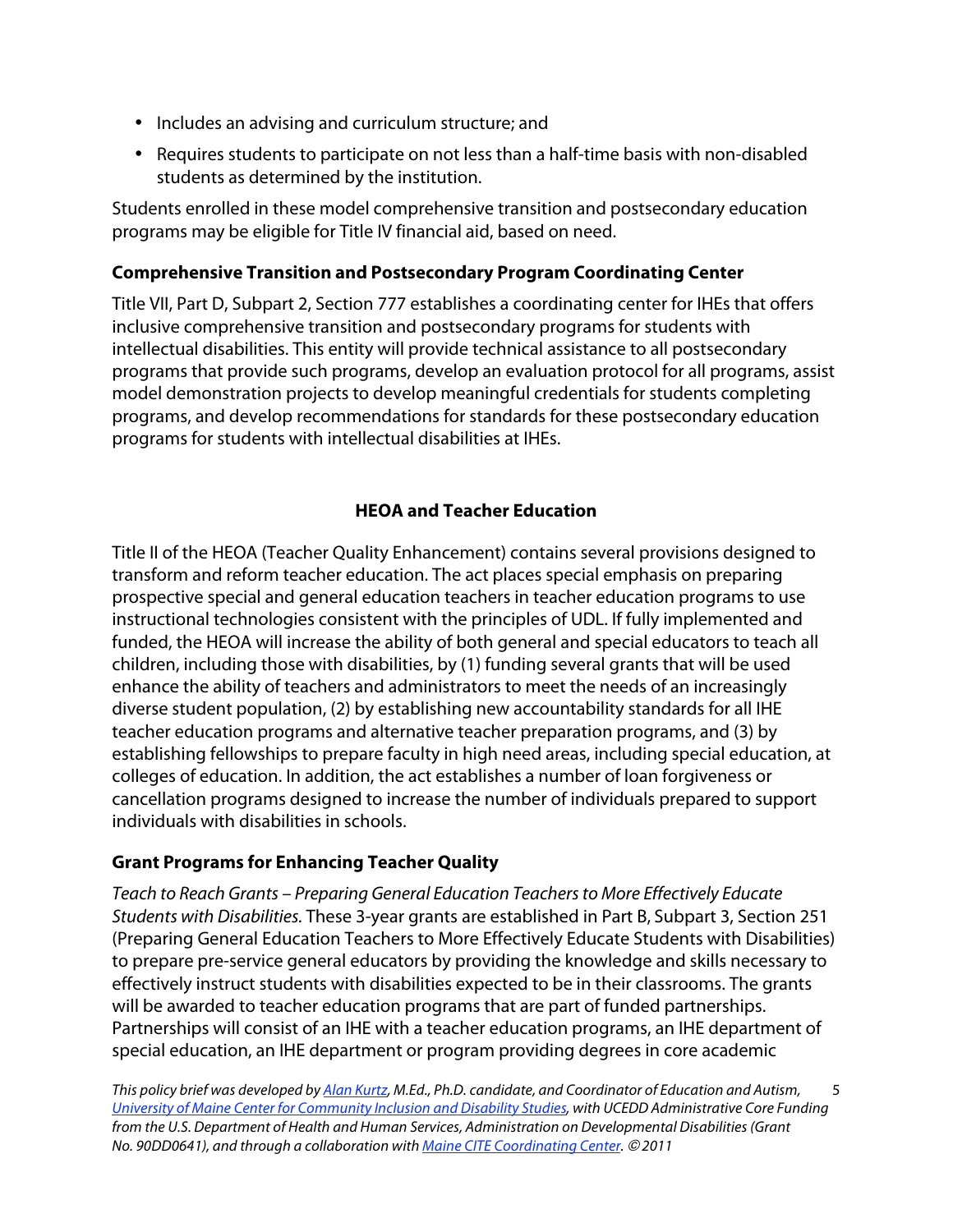- Includes an advising and curriculum structure; and
- Requires students to participate on not less than a half-time basis with non-disabled students as determined by the institution.

Students enrolled in these model comprehensive transition and postsecondary education programs may be eligible for Title IV financial aid, based on need.

### Comprehensive Transition and Postsecondary Program Coordinating Center

Title VII, Part D, Subpart 2, Section 777 establishes a coordinating center for IHEs that offers inclusive comprehensive transition and postsecondary programs for students with intellectual disabilities. This entity will provide technical assistance to all postsecondary programs that provide such programs, develop an evaluation protocol for all programs, assist model demonstration projects to develop meaningful credentials for students completing programs, and develop recommendations for standards for these postsecondary education programs for students with intellectual disabilities at IHEs.

## HEOA and Teacher Education

Title II of the HEOA (Teacher Quality Enhancement) contains several provisions designed to transform and reform teacher education. The act places special emphasis on preparing prospective special and general education teachers in teacher education programs to use instructional technologies consistent with the principles of UDL. If fully implemented and funded, the HEOA will increase the ability of both general and special educators to teach all children, including those with disabilities, by (1) funding several grants that will be used enhance the ability of teachers and administrators to meet the needs of an increasingly diverse student population, (2) by establishing new accountability standards for all IHE teacher education programs and alternative teacher preparation programs, and (3) by establishing fellowships to prepare faculty in high need areas, including special education, at colleges of education. In addition, the act establishes a number of loan forgiveness or cancellation programs designed to increase the number of individuals prepared to support individuals with disabilities in schools.

### Grant Programs for Enhancing Teacher Quality

*Teach to Reach Grants – Preparing General Education Teachers to More Effectively Educate Students with Disabilities.* These 3-year grants are established in Part B, Subpart 3, Section 251 (Preparing General Education Teachers to More Effectively Educate Students with Disabilities) to prepare pre-service general educators by providing the knowledge and skills necessary to effectively instruct students with disabilities expected to be in their classrooms. The grants will be awarded to teacher education programs that are part of funded partnerships. Partnerships will consist of an IHE with a teacher education programs, an IHE department of special education, an IHE department or program providing degrees in core academic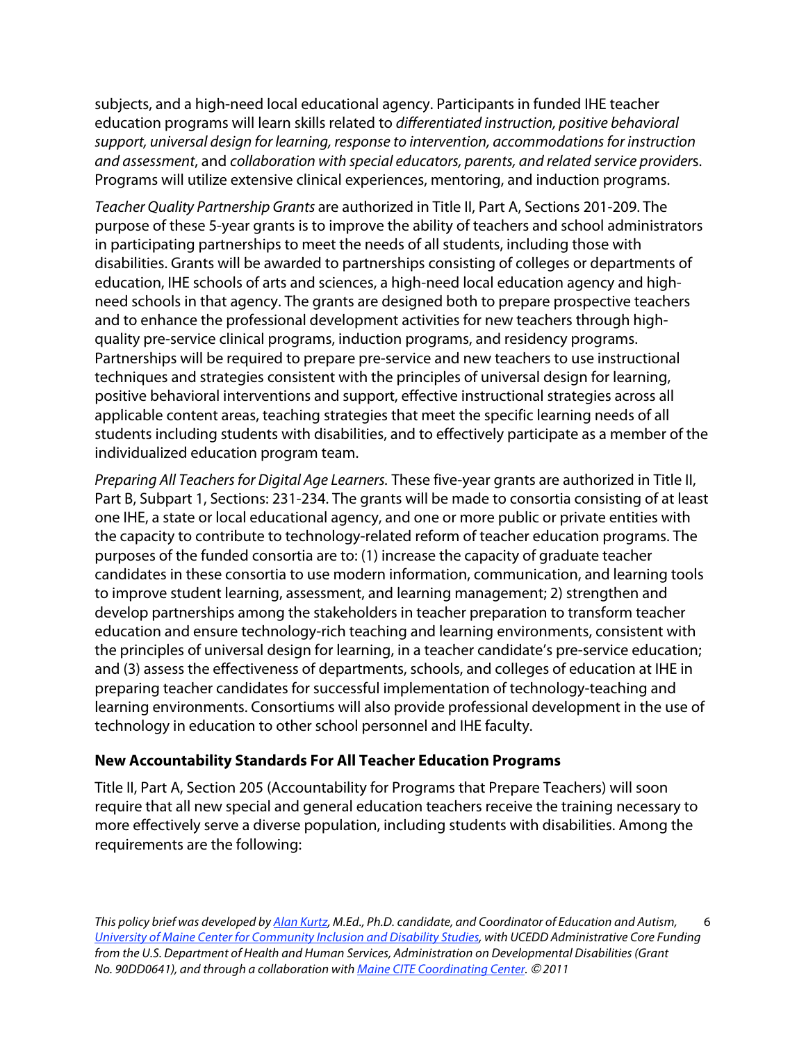subjects, and a high-need local educational agency. Participants in funded IHE teacher education programs will learn skills related to *differentiated instruction, positive behavioral support, universal design for learning, response to intervention, accommodations for instruction and assessment*, and *collaboration with special educators, parents, and related service provider*s. Programs will utilize extensive clinical experiences, mentoring, and induction programs.

*Teacher Quality Partnership Grants* are authorized in Title II, Part A, Sections 201-209. The purpose of these 5-year grants is to improve the ability of teachers and school administrators in participating partnerships to meet the needs of all students, including those with disabilities. Grants will be awarded to partnerships consisting of colleges or departments of education, IHE schools of arts and sciences, a high-need local education agency and high-need schools in that agency. The grants are designed both to prepare prospective teachers and to enhance the professional development activities for new teachers through high-quality pre-service clinical programs, induction programs, and residency programs. Partnerships will be required to prepare pre-service and new teachers to use instructional techniques and strategies consistent with the principles of universal design for learning, positive behavioral interventions and support, effective instructional strategies across all applicable content areas, teaching strategies that meet the specific learning needs of all students including students with disabilities, and to effectively participate as a member of the individualized education program team.

*Preparing All Teachers for Digital Age Learners.* These five-year grants are authorized in Title II, Part B, Subpart 1, Sections: 231-234. The grants will be made to consortia consisting of at least one IHE, a state or local educational agency, and one or more public or private entities with the capacity to contribute to technology-related reform of teacher education programs. The purposes of the funded consortia are to: (1) increase the capacity of graduate teacher candidates in these consortia to use modern information, communication, and learning tools to improve student learning, assessment, and learning management; 2) strengthen and develop partnerships among the stakeholders in teacher preparation to transform teacher education and ensure technology-rich teaching and learning environments, consistent with the principles of universal design for learning, in a teacher candidate's pre-service education; and (3) assess the effectiveness of departments, schools, and colleges of education at IHE in preparing teacher candidates for successful implementation of technology-teaching and learning environments. Consortiums will also provide professional development in the use of technology in education to other school personnel and IHE faculty.

**New Accountability Standards For All Teacher Education Programs**

Title II, Part A, Section 205 (Accountability for Programs that Prepare Teachers) will soon require that all new special and general education teachers receive the training necessary to more effectively serve a diverse population, including students with disabilities. Among the requirements are the following:

*This policy brief was developed by Alan Kurtz, M.Ed., Ph.D. candidate, and Coordinator of Education and Autism, University of Maine Center for Community Inclusion and Disability Studies, with UCEDD Administrative Core Funding from the U.S. Department of Health and Human Services, Administration on Developmental Disabilities (Grant No. 90DD0641), and through a collaboration with Maine CITE Coordinating Center. © 2011*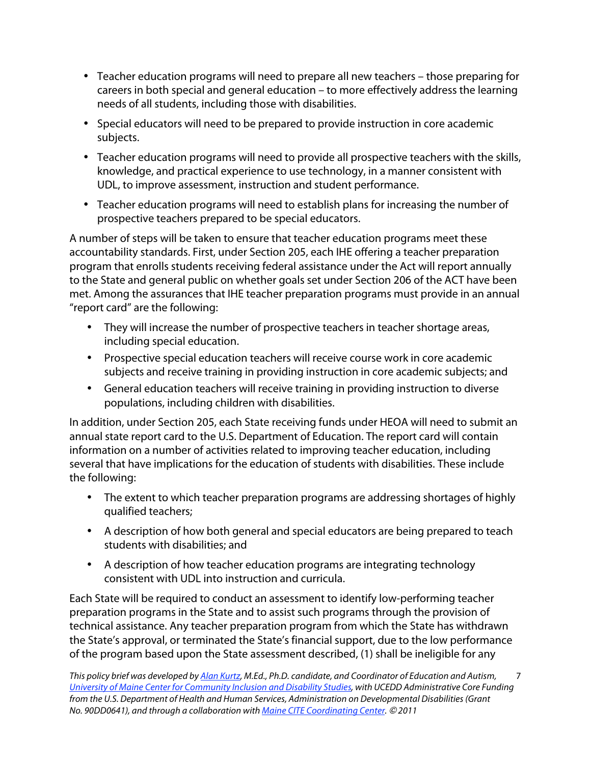- Teacher education programs will need to prepare all new teachers – those preparing for careers in both special and general education – to more effectively address the learning needs of all students, including those with disabilities.
- Special educators will need to be prepared to provide instruction in core academic subjects.
- Teacher education programs will need to provide all prospective teachers with the skills, knowledge, and practical experience to use technology, in a manner consistent with UDL, to improve assessment, instruction and student performance.
- Teacher education programs will need to establish plans for increasing the number of prospective teachers prepared to be special educators.

A number of steps will be taken to ensure that teacher education programs meet these accountability standards. First, under Section 205, each IHE offering a teacher preparation program that enrolls students receiving federal assistance under the Act will report annually to the State and general public on whether goals set under Section 206 of the ACT have been met. Among the assurances that IHE teacher preparation programs must provide in an annual "report card" are the following:

- They will increase the number of prospective teachers in teacher shortage areas, including special education.
- Prospective special education teachers will receive course work in core academic subjects and receive training in providing instruction in core academic subjects; and
- General education teachers will receive training in providing instruction to diverse populations, including children with disabilities.

In addition, under Section 205, each State receiving funds under HEOA will need to submit an annual state report card to the U.S. Department of Education. The report card will contain information on a number of activities related to improving teacher education, including several that have implications for the education of students with disabilities. These include the following:

- The extent to which teacher preparation programs are addressing shortages of highly qualified teachers;
- A description of how both general and special educators are being prepared to teach students with disabilities; and
- A description of how teacher education programs are integrating technology consistent with UDL into instruction and curricula.

Each State will be required to conduct an assessment to identify low-performing teacher preparation programs in the State and to assist such programs through the provision of technical assistance. Any teacher preparation program from which the State has withdrawn the State's approval, or terminated the State's financial support, due to the low performance of the program based upon the State assessment described, (1) shall be ineligible for any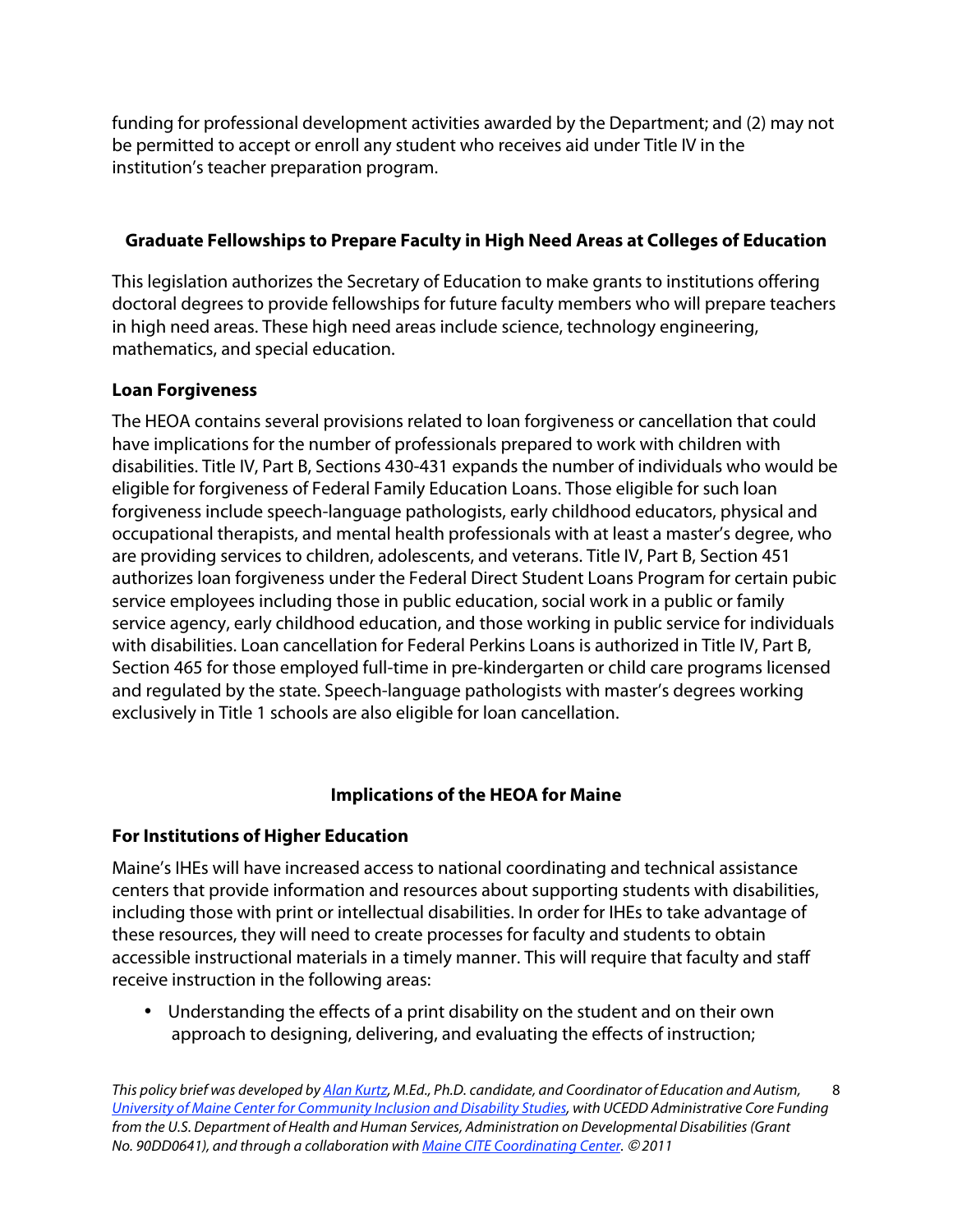funding for professional development activities awarded by the Department; and (2) may not be permitted to accept or enroll any student who receives aid under Title IV in the institution's teacher preparation program.

### Graduate Fellowships to Prepare Faculty in High Need Areas at Colleges of Education

This legislation authorizes the Secretary of Education to make grants to institutions offering doctoral degrees to provide fellowships for future faculty members who will prepare teachers in high need areas. These high need areas include science, technology engineering, mathematics, and special education.

### Loan Forgiveness

The HEOA contains several provisions related to loan forgiveness or cancellation that could have implications for the number of professionals prepared to work with children with disabilities. Title IV, Part B, Sections 430-431 expands the number of individuals who would be eligible for forgiveness of Federal Family Education Loans. Those eligible for such loan forgiveness include speech-language pathologists, early childhood educators, physical and occupational therapists, and mental health professionals with at least a master's degree, who are providing services to children, adolescents, and veterans. Title IV, Part B, Section 451 authorizes loan forgiveness under the Federal Direct Student Loans Program for certain pubic service employees including those in public education, social work in a public or family service agency, early childhood education, and those working in public service for individuals with disabilities. Loan cancellation for Federal Perkins Loans is authorized in Title IV, Part B, Section 465 for those employed full-time in pre-kindergarten or child care programs licensed and regulated by the state. Speech-language pathologists with master's degrees working exclusively in Title 1 schools are also eligible for loan cancellation.

## Implications of the HEOA for Maine

### For Institutions of Higher Education

Maine's IHEs will have increased access to national coordinating and technical assistance centers that provide information and resources about supporting students with disabilities, including those with print or intellectual disabilities. In order for IHEs to take advantage of these resources, they will need to create processes for faculty and students to obtain accessible instructional materials in a timely manner. This will require that faculty and staff receive instruction in the following areas:

- Understanding the effects of a print disability on the student and on their own approach to designing, delivering, and evaluating the effects of instruction;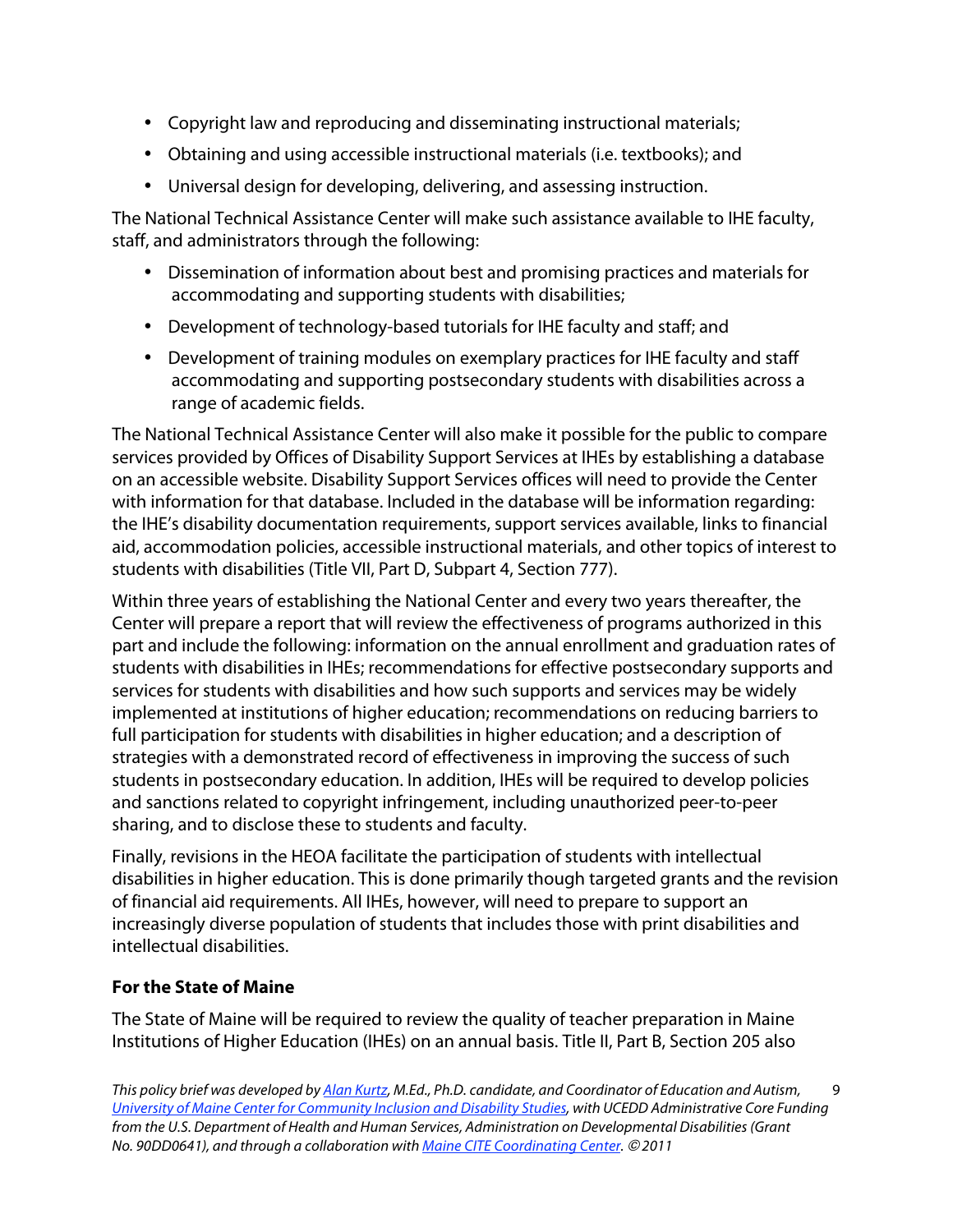- Copyright law and reproducing and disseminating instructional materials;
- Obtaining and using accessible instructional materials (i.e. textbooks); and
- Universal design for developing, delivering, and assessing instruction.

The National Technical Assistance Center will make such assistance available to IHE faculty, staff, and administrators through the following:

- Dissemination of information about best and promising practices and materials for accommodating and supporting students with disabilities;
- Development of technology-based tutorials for IHE faculty and staff; and
- Development of training modules on exemplary practices for IHE faculty and staff accommodating and supporting postsecondary students with disabilities across a range of academic fields.

The National Technical Assistance Center will also make it possible for the public to compare services provided by Offices of Disability Support Services at IHEs by establishing a database on an accessible website. Disability Support Services offices will need to provide the Center with information for that database. Included in the database will be information regarding: the IHE's disability documentation requirements, support services available, links to financial aid, accommodation policies, accessible instructional materials, and other topics of interest to students with disabilities (Title VII, Part D, Subpart 4, Section 777).

Within three years of establishing the National Center and every two years thereafter, the Center will prepare a report that will review the effectiveness of programs authorized in this part and include the following: information on the annual enrollment and graduation rates of students with disabilities in IHEs; recommendations for effective postsecondary supports and services for students with disabilities and how such supports and services may be widely implemented at institutions of higher education; recommendations on reducing barriers to full participation for students with disabilities in higher education; and a description of strategies with a demonstrated record of effectiveness in improving the success of such students in postsecondary education. In addition, IHEs will be required to develop policies and sanctions related to copyright infringement, including unauthorized peer-to-peer sharing, and to disclose these to students and faculty.

Finally, revisions in the HEOA facilitate the participation of students with intellectual disabilities in higher education. This is done primarily though targeted grants and the revision of financial aid requirements. All IHEs, however, will need to prepare to support an increasingly diverse population of students that includes those with print disabilities and intellectual disabilities.

**For the State of Maine**

The State of Maine will be required to review the quality of teacher preparation in Maine Institutions of Higher Education (IHEs) on an annual basis. Title II, Part B, Section 205 also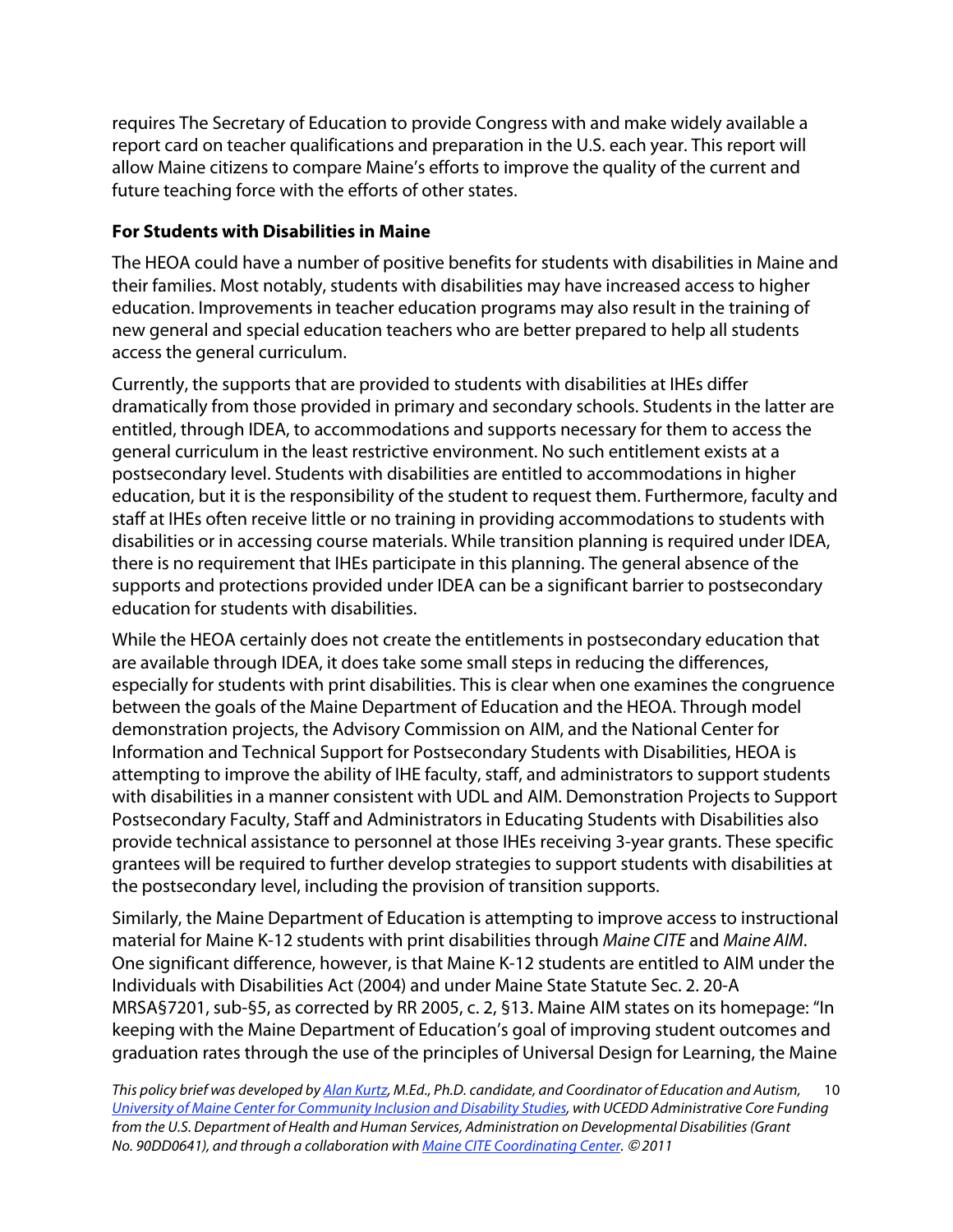requires The Secretary of Education to provide Congress with and make widely available a report card on teacher qualifications and preparation in the U.S. each year. This report will allow Maine citizens to compare Maine's efforts to improve the quality of the current and future teaching force with the efforts of other states.

**For Students with Disabilities in Maine**

The HEOA could have a number of positive benefits for students with disabilities in Maine and their families. Most notably, students with disabilities may have increased access to higher education. Improvements in teacher education programs may also result in the training of new general and special education teachers who are better prepared to help all students access the general curriculum.

Currently, the supports that are provided to students with disabilities at IHEs differ dramatically from those provided in primary and secondary schools. Students in the latter are entitled, through IDEA, to accommodations and supports necessary for them to access the general curriculum in the least restrictive environment. No such entitlement exists at a postsecondary level. Students with disabilities are entitled to accommodations in higher education, but it is the responsibility of the student to request them. Furthermore, faculty and staff at IHEs often receive little or no training in providing accommodations to students with disabilities or in accessing course materials. While transition planning is required under IDEA, there is no requirement that IHEs participate in this planning. The general absence of the supports and protections provided under IDEA can be a significant barrier to postsecondary education for students with disabilities.

While the HEOA certainly does not create the entitlements in postsecondary education that are available through IDEA, it does take some small steps in reducing the differences, especially for students with print disabilities. This is clear when one examines the congruence between the goals of the Maine Department of Education and the HEOA. Through model demonstration projects, the Advisory Commission on AIM, and the National Center for Information and Technical Support for Postsecondary Students with Disabilities, HEOA is attempting to improve the ability of IHE faculty, staff, and administrators to support students with disabilities in a manner consistent with UDL and AIM. Demonstration Projects to Support Postsecondary Faculty, Staff and Administrators in Educating Students with Disabilities also provide technical assistance to personnel at those IHEs receiving 3-year grants. These specific grantees will be required to further develop strategies to support students with disabilities at the postsecondary level, including the provision of transition supports.

Similarly, the Maine Department of Education is attempting to improve access to instructional material for Maine K-12 students with print disabilities through *Maine CITE* and *Maine AIM*. One significant difference, however, is that Maine K-12 students are entitled to AIM under the Individuals with Disabilities Act (2004) and under Maine State Statute Sec. 2. 20-A MRSA§7201, sub-§5, as corrected by RR 2005, c. 2, §13. Maine AIM states on its homepage: "In keeping with the Maine Department of Education's goal of improving student outcomes and graduation rates through the use of the principles of Universal Design for Learning, the Maine

*This policy brief was developed by [Alan Kurtz](), M.Ed., Ph.D. candidate, and Coordinator of Education and Autism, [University of Maine Center for Community Inclusion and Disability Studies](), with UCEDD Administrative Core Funding from the U.S. Department of Health and Human Services, Administration on Developmental Disabilities (Grant No. 90DD0641), and through a collaboration with [Maine CITE Coordinating Center](). © 2011*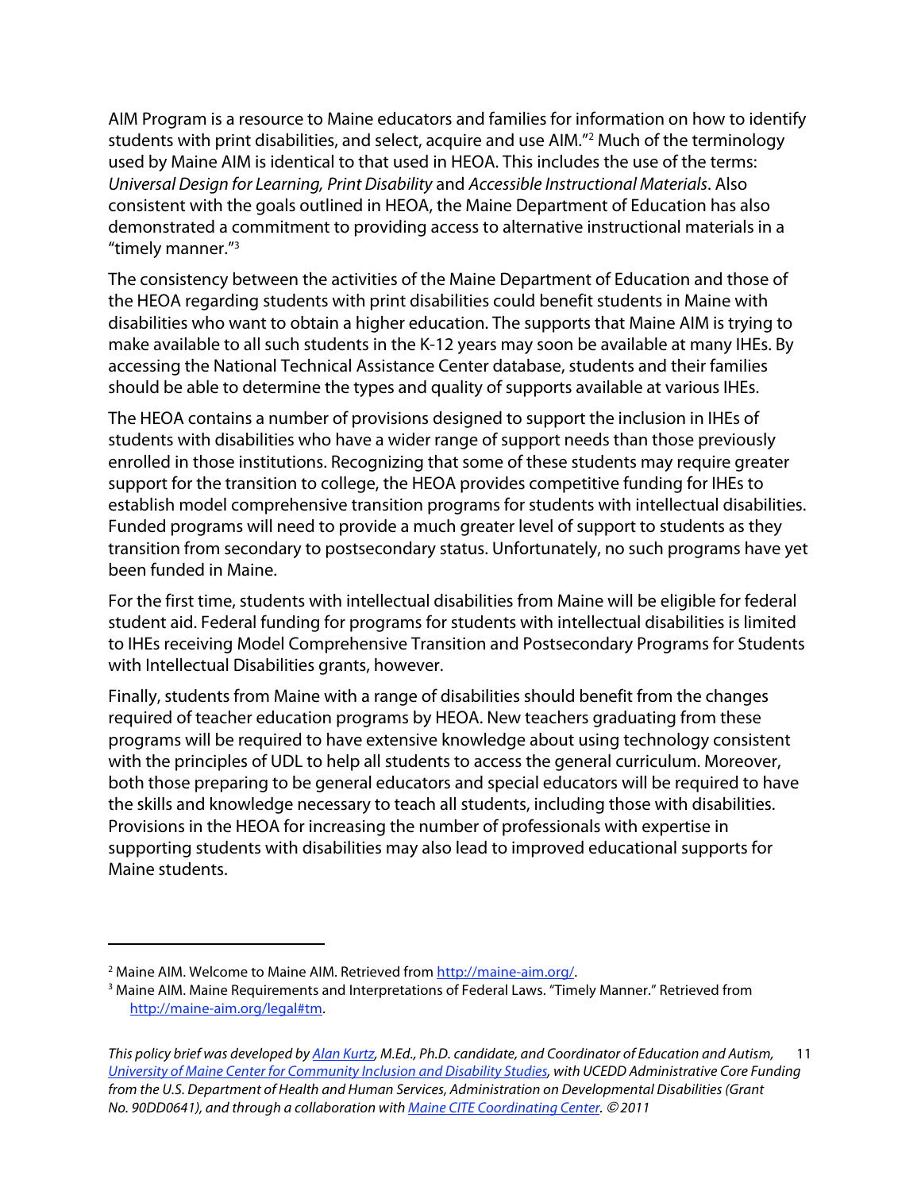AIM Program is a resource to Maine educators and families for information on how to identify students with print disabilities, and select, acquire and use AIM."[2] Much of the terminology used by Maine AIM is identical to that used in HEOA. This includes the use of the terms: *Universal Design for Learning, Print Disability* and *Accessible Instructional Materials*. Also consistent with the goals outlined in HEOA, the Maine Department of Education has also demonstrated a commitment to providing access to alternative instructional materials in a "timely manner."[3]

The consistency between the activities of the Maine Department of Education and those of the HEOA regarding students with print disabilities could benefit students in Maine with disabilities who want to obtain a higher education. The supports that Maine AIM is trying to make available to all such students in the K-12 years may soon be available at many IHEs. By accessing the National Technical Assistance Center database, students and their families should be able to determine the types and quality of supports available at various IHEs.

The HEOA contains a number of provisions designed to support the inclusion in IHEs of students with disabilities who have a wider range of support needs than those previously enrolled in those institutions. Recognizing that some of these students may require greater support for the transition to college, the HEOA provides competitive funding for IHEs to establish model comprehensive transition programs for students with intellectual disabilities. Funded programs will need to provide a much greater level of support to students as they transition from secondary to postsecondary status. Unfortunately, no such programs have yet been funded in Maine.

For the first time, students with intellectual disabilities from Maine will be eligible for federal student aid. Federal funding for programs for students with intellectual disabilities is limited to IHEs receiving Model Comprehensive Transition and Postsecondary Programs for Students with Intellectual Disabilities grants, however.

Finally, students from Maine with a range of disabilities should benefit from the changes required of teacher education programs by HEOA. New teachers graduating from these programs will be required to have extensive knowledge about using technology consistent with the principles of UDL to help all students to access the general curriculum. Moreover, both those preparing to be general educators and special educators will be required to have the skills and knowledge necessary to teach all students, including those with disabilities. Provisions in the HEOA for increasing the number of professionals with expertise in supporting students with disabilities may also lead to improved educational supports for Maine students.

---

[2] Maine AIM. Welcome to Maine AIM. Retrieved from http://maine-aim.org/.

[3] Maine AIM. Maine Requirements and Interpretations of Federal Laws. "Timely Manner." Retrieved from http://maine-aim.org/legal#tm.

*This policy brief was developed by Alan Kurtz, M.Ed., Ph.D. candidate, and Coordinator of Education and Autism, University of Maine Center for Community Inclusion and Disability Studies, with UCEDD Administrative Core Funding from the U.S. Department of Health and Human Services, Administration on Developmental Disabilities (Grant No. 90DD0641), and through a collaboration with Maine CITE Coordinating Center. © 2011*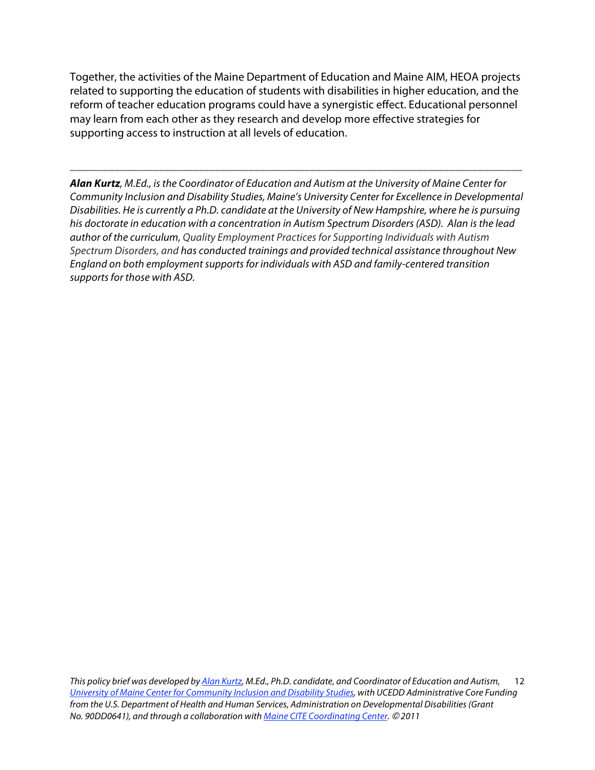Together, the activities of the Maine Department of Education and Maine AIM, HEOA projects related to supporting the education of students with disabilities in higher education, and the reform of teacher education programs could have a synergistic effect. Educational personnel may learn from each other as they research and develop more effective strategies for supporting access to instruction at all levels of education.

---

***Alan Kurtz****, M.Ed., is the Coordinator of Education and Autism at the University of Maine Center for Community Inclusion and Disability Studies, Maine's University Center for Excellence in Developmental Disabilities. He is currently a Ph.D. candidate at the University of New Hampshire, where he is pursuing his doctorate in education with a concentration in Autism Spectrum Disorders (ASD). Alan is the lead author of the curriculum,* Quality Employment Practices for Supporting Individuals with Autism Spectrum Disorders, and *has conducted trainings and provided technical assistance throughout New England on both employment supports for individuals with ASD and family-centered transition supports for those with ASD.*

*This policy brief was developed by [Alan Kurtz](), M.Ed., Ph.D. candidate, and Coordinator of Education and Autism, [University of Maine Center for Community Inclusion and Disability Studies](), with UCEDD Administrative Core Funding from the U.S. Department of Health and Human Services, Administration on Developmental Disabilities (Grant No. 90DD0641), and through a collaboration with [Maine CITE Coordinating Center](). © 2011*